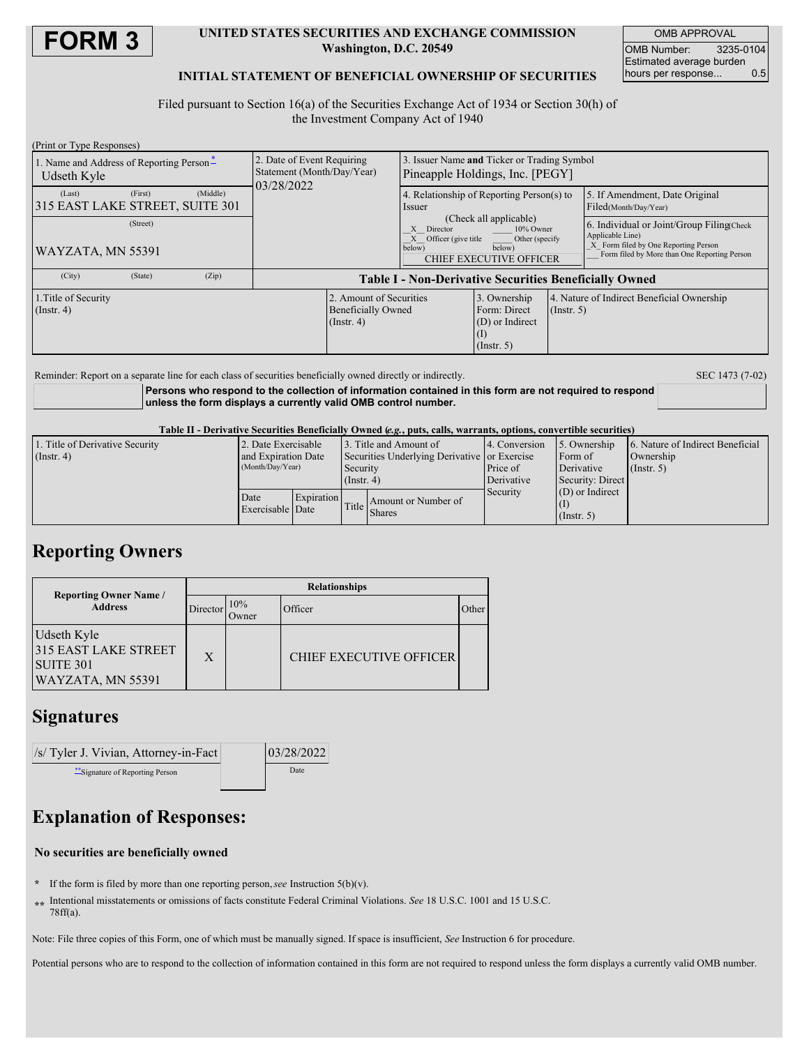# FORM 3

**UNITED STATES SECURITIES AND EXCHANGE COMMISSION**
**Washington, D.C. 20549**

**INITIAL STATEMENT OF BENEFICIAL OWNERSHIP OF SECURITIES**

| OMB APPROVAL | |
|---|---|
| OMB Number: | 3235-0104 |
| Estimated average burden hours per response... | 0.5 |

Filed pursuant to Section 16(a) of the Securities Exchange Act of 1934 or Section 30(h) of the Investment Company Act of 1940

(Print or Type Responses)

| 1. Name and Address of Reporting Person * | 2. Date of Event Requiring Statement (Month/Day/Year) | 3. Issuer Name and Ticker or Trading Symbol | |
|---|---|---|---|
| Udseth Kyle<br>(Last) (First) (Middle)<br>315 EAST LAKE STREET, SUITE 301<br>(Street)<br>WAYZATA, MN 55391<br>(City) (State) (Zip) | 03/28/2022 | Pineapple Holdings, Inc. [PEGY] | |
| | | 4. Relationship of Reporting Person(s) to Issuer (Check all applicable)<br>_X_ Director ___ 10% Owner<br>_X_ Officer (give title below) ___ Other (specify below)<br>CHIEF EXECUTIVE OFFICER | 5. If Amendment, Date Original Filed (Month/Day/Year)<br><br>6. Individual or Joint/Group Filing (Check Applicable Line)<br>_X_ Form filed by One Reporting Person<br>___ Form filed by More than One Reporting Person |

**Table I - Non-Derivative Securities Beneficially Owned**

| 1.Title of Security (Instr. 4) | 2. Amount of Securities Beneficially Owned (Instr. 4) | 3. Ownership Form: Direct (D) or Indirect (I) (Instr. 5) | 4. Nature of Indirect Beneficial Ownership (Instr. 5) |
|---|---|---|---|

Reminder: Report on a separate line for each class of securities beneficially owned directly or indirectly.

SEC 1473 (7-02)

**Persons who respond to the collection of information contained in this form are not required to respond unless the form displays a currently valid OMB control number.**

**Table II - Derivative Securities Beneficially Owned (*e.g.*, puts, calls, warrants, options, convertible securities)**

| 1. Title of Derivative Security (Instr. 4) | 2. Date Exercisable and Expiration Date (Month/Day/Year) | | 3. Title and Amount of Securities Underlying Derivative Security (Instr. 4) | | 4. Conversion or Exercise Price of Derivative Security | 5. Ownership Form of Derivative Security: Direct (D) or Indirect (I) (Instr. 5) | 6. Nature of Indirect Beneficial Ownership (Instr. 5) |
|---|---|---|---|---|---|---|---|
| | Date Exercisable | Expiration Date | Title | Amount or Number of Shares | | | |

## Reporting Owners

| Reporting Owner Name / Address | Relationships | | | |
|---|---|---|---|---|
| | Director | 10% Owner | Officer | Other |
| Udseth Kyle<br>315 EAST LAKE STREET<br>SUITE 301<br>WAYZATA, MN 55391 | X | | CHIEF EXECUTIVE OFFICER | |

## Signatures

| /s/ Tyler J. Vivian, Attorney-in-Fact | 03/28/2022 |
|---|---|
| ** Signature of Reporting Person | Date |

## Explanation of Responses:

**No securities are beneficially owned**

\* If the form is filed by more than one reporting person, *see* Instruction 5(b)(v).

\*\* Intentional misstatements or omissions of facts constitute Federal Criminal Violations. *See* 18 U.S.C. 1001 and 15 U.S.C. 78ff(a).

Note: File three copies of this Form, one of which must be manually signed. If space is insufficient, *See* Instruction 6 for procedure.

Potential persons who are to respond to the collection of information contained in this form are not required to respond unless the form displays a currently valid OMB number.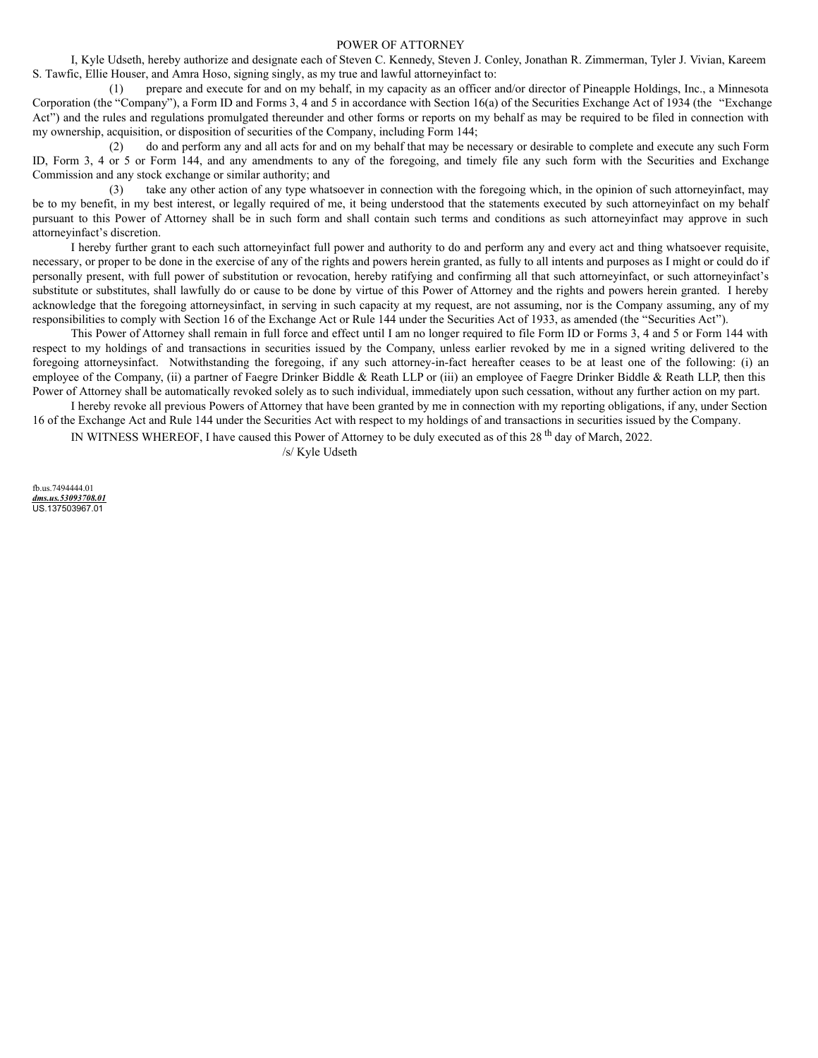# POWER OF ATTORNEY

I, Kyle Udseth, hereby authorize and designate each of Steven C. Kennedy, Steven J. Conley, Jonathan R. Zimmerman, Tyler J. Vivian, Kareem S. Tawfic, Ellie Houser, and Amra Hoso, signing singly, as my true and lawful attorneyinfact to:

(1) prepare and execute for and on my behalf, in my capacity as an officer and/or director of Pineapple Holdings, Inc., a Minnesota Corporation (the "Company"), a Form ID and Forms 3, 4 and 5 in accordance with Section 16(a) of the Securities Exchange Act of 1934 (the "Exchange Act") and the rules and regulations promulgated thereunder and other forms or reports on my behalf as may be required to be filed in connection with my ownership, acquisition, or disposition of securities of the Company, including Form 144;

(2) do and perform any and all acts for and on my behalf that may be necessary or desirable to complete and execute any such Form ID, Form 3, 4 or 5 or Form 144, and any amendments to any of the foregoing, and timely file any such form with the Securities and Exchange Commission and any stock exchange or similar authority; and

(3) take any other action of any type whatsoever in connection with the foregoing which, in the opinion of such attorneyinfact, may be to my benefit, in my best interest, or legally required of me, it being understood that the statements executed by such attorneyinfact on my behalf pursuant to this Power of Attorney shall be in such form and shall contain such terms and conditions as such attorneyinfact may approve in such attorneyinfact's discretion.

I hereby further grant to each such attorneyinfact full power and authority to do and perform any and every act and thing whatsoever requisite, necessary, or proper to be done in the exercise of any of the rights and powers herein granted, as fully to all intents and purposes as I might or could do if personally present, with full power of substitution or revocation, hereby ratifying and confirming all that such attorneyinfact, or such attorneyinfact's substitute or substitutes, shall lawfully do or cause to be done by virtue of this Power of Attorney and the rights and powers herein granted. I hereby acknowledge that the foregoing attorneysinfact, in serving in such capacity at my request, are not assuming, nor is the Company assuming, any of my responsibilities to comply with Section 16 of the Exchange Act or Rule 144 under the Securities Act of 1933, as amended (the "Securities Act").

This Power of Attorney shall remain in full force and effect until I am no longer required to file Form ID or Forms 3, 4 and 5 or Form 144 with respect to my holdings of and transactions in securities issued by the Company, unless earlier revoked by me in a signed writing delivered to the foregoing attorneysinfact. Notwithstanding the foregoing, if any such attorney-in-fact hereafter ceases to be at least one of the following: (i) an employee of the Company, (ii) a partner of Faegre Drinker Biddle & Reath LLP or (iii) an employee of Faegre Drinker Biddle & Reath LLP, then this Power of Attorney shall be automatically revoked solely as to such individual, immediately upon such cessation, without any further action on my part.

I hereby revoke all previous Powers of Attorney that have been granted by me in connection with my reporting obligations, if any, under Section 16 of the Exchange Act and Rule 144 under the Securities Act with respect to my holdings of and transactions in securities issued by the Company.

IN WITNESS WHEREOF, I have caused this Power of Attorney to be duly executed as of this 28th day of March, 2022.

/s/ Kyle Udseth

fb.us.7494444.01
***dms.us.53093708.01***
US.137503967.01